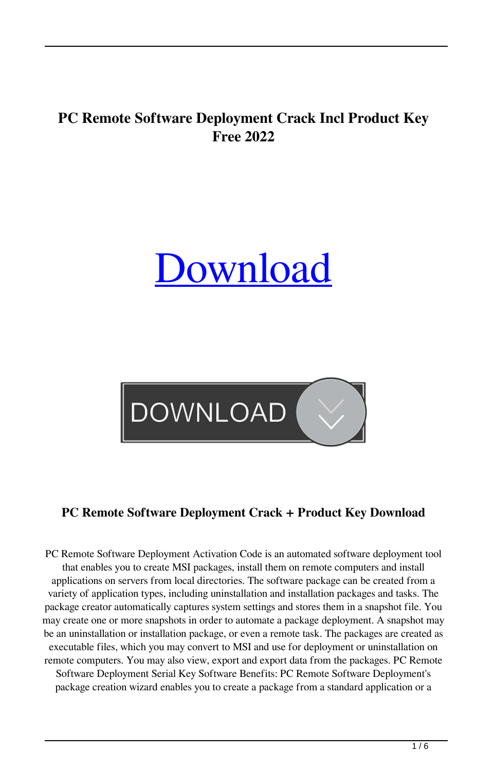# PC Remote Software Deployment Crack Incl Product Key Free 2022

Download

DOWNLOAD

## PC Remote Software Deployment Crack + Product Key Download

PC Remote Software Deployment Activation Code is an automated software deployment tool that enables you to create MSI packages, install them on remote computers and install applications on servers from local directories. The software package can be created from a variety of application types, including uninstallation and installation packages and tasks. The package creator automatically captures system settings and stores them in a snapshot file. You may create one or more snapshots in order to automate a package deployment. A snapshot may be an uninstallation or installation package, or even a remote task. The packages are created as executable files, which you may convert to MSI and use for deployment or uninstallation on remote computers. You may also view, export and export data from the packages. PC Remote Software Deployment Serial Key Software Benefits: PC Remote Software Deployment's package creation wizard enables you to create a package from a standard application or a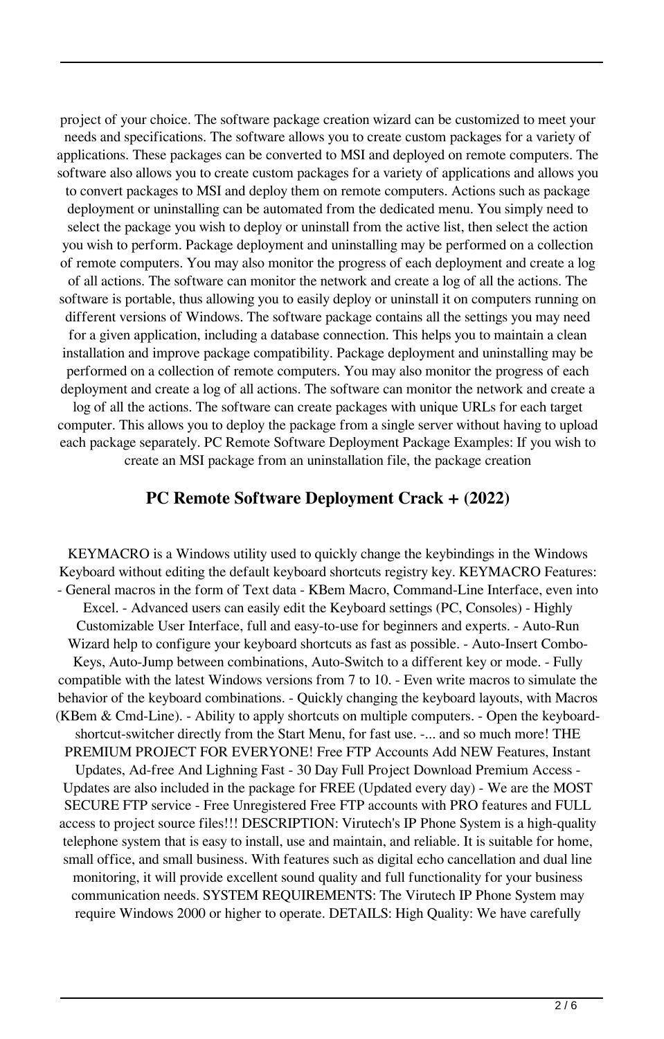project of your choice. The software package creation wizard can be customized to meet your needs and specifications. The software allows you to create custom packages for a variety of applications. These packages can be converted to MSI and deployed on remote computers. The software also allows you to create custom packages for a variety of applications and allows you to convert packages to MSI and deploy them on remote computers. Actions such as package deployment or uninstalling can be automated from the dedicated menu. You simply need to select the package you wish to deploy or uninstall from the active list, then select the action you wish to perform. Package deployment and uninstalling may be performed on a collection of remote computers. You may also monitor the progress of each deployment and create a log of all actions. The software can monitor the network and create a log of all the actions. The software is portable, thus allowing you to easily deploy or uninstall it on computers running on different versions of Windows. The software package contains all the settings you may need for a given application, including a database connection. This helps you to maintain a clean installation and improve package compatibility. Package deployment and uninstalling may be performed on a collection of remote computers. You may also monitor the progress of each deployment and create a log of all actions. The software can monitor the network and create a log of all the actions. The software can create packages with unique URLs for each target computer. This allows you to deploy the package from a single server without having to upload each package separately. PC Remote Software Deployment Package Examples: If you wish to create an MSI package from an uninstallation file, the package creation

## PC Remote Software Deployment Crack + (2022)

KEYMACRO is a Windows utility used to quickly change the keybindings in the Windows Keyboard without editing the default keyboard shortcuts registry key. KEYMACRO Features: - General macros in the form of Text data - KBem Macro, Command-Line Interface, even into Excel. - Advanced users can easily edit the Keyboard settings (PC, Consoles) - Highly Customizable User Interface, full and easy-to-use for beginners and experts. - Auto-Run Wizard help to configure your keyboard shortcuts as fast as possible. - Auto-Insert Combo-Keys, Auto-Jump between combinations, Auto-Switch to a different key or mode. - Fully compatible with the latest Windows versions from 7 to 10. - Even write macros to simulate the behavior of the keyboard combinations. - Quickly changing the keyboard layouts, with Macros (KBem & Cmd-Line). - Ability to apply shortcuts on multiple computers. - Open the keyboard-shortcut-switcher directly from the Start Menu, for fast use. -... and so much more! THE PREMIUM PROJECT FOR EVERYONE! Free FTP Accounts Add NEW Features, Instant Updates, Ad-free And Lighning Fast - 30 Day Full Project Download Premium Access - Updates are also included in the package for FREE (Updated every day) - We are the MOST SECURE FTP service - Free Unregistered Free FTP accounts with PRO features and FULL access to project source files!!! DESCRIPTION: Virutech's IP Phone System is a high-quality telephone system that is easy to install, use and maintain, and reliable. It is suitable for home, small office, and small business. With features such as digital echo cancellation and dual line monitoring, it will provide excellent sound quality and full functionality for your business communication needs. SYSTEM REQUIREMENTS: The Virutech IP Phone System may require Windows 2000 or higher to operate. DETAILS: High Quality: We have carefully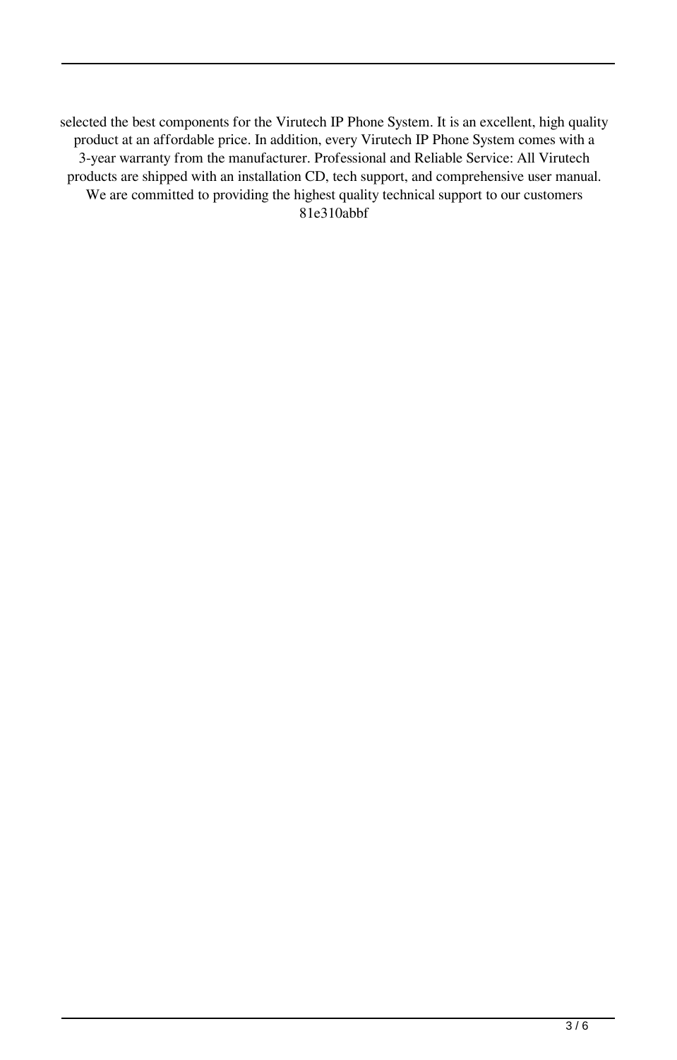selected the best components for the Virutech IP Phone System. It is an excellent, high quality product at an affordable price. In addition, every Virutech IP Phone System comes with a 3-year warranty from the manufacturer. Professional and Reliable Service: All Virutech products are shipped with an installation CD, tech support, and comprehensive user manual. We are committed to providing the highest quality technical support to our customers

81e310abbf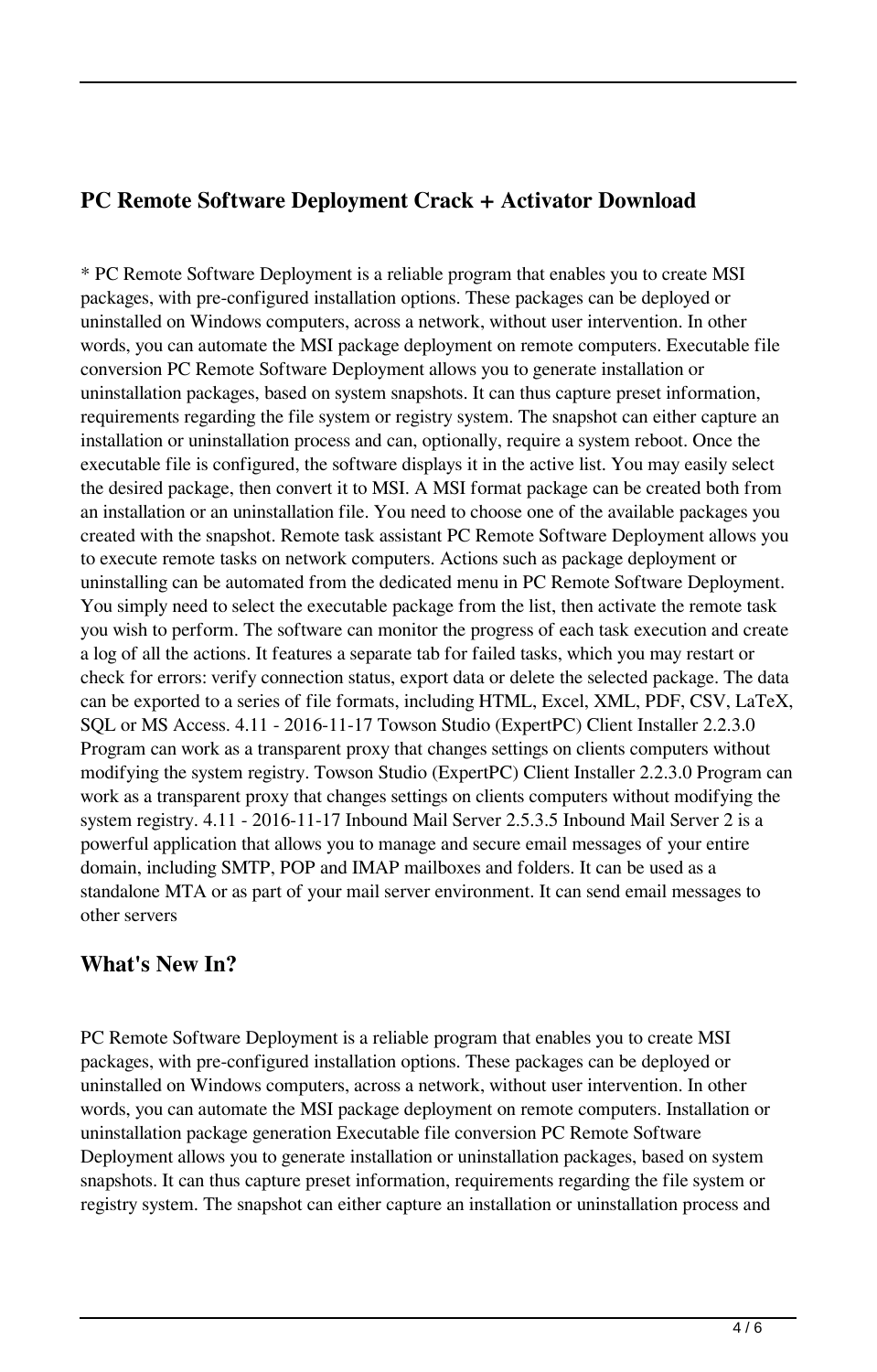## PC Remote Software Deployment Crack + Activator Download

* PC Remote Software Deployment is a reliable program that enables you to create MSI packages, with pre-configured installation options. These packages can be deployed or uninstalled on Windows computers, across a network, without user intervention. In other words, you can automate the MSI package deployment on remote computers. Executable file conversion PC Remote Software Deployment allows you to generate installation or uninstallation packages, based on system snapshots. It can thus capture preset information, requirements regarding the file system or registry system. The snapshot can either capture an installation or uninstallation process and can, optionally, require a system reboot. Once the executable file is configured, the software displays it in the active list. You may easily select the desired package, then convert it to MSI. A MSI format package can be created both from an installation or an uninstallation file. You need to choose one of the available packages you created with the snapshot. Remote task assistant PC Remote Software Deployment allows you to execute remote tasks on network computers. Actions such as package deployment or uninstalling can be automated from the dedicated menu in PC Remote Software Deployment. You simply need to select the executable package from the list, then activate the remote task you wish to perform. The software can monitor the progress of each task execution and create a log of all the actions. It features a separate tab for failed tasks, which you may restart or check for errors: verify connection status, export data or delete the selected package. The data can be exported to a series of file formats, including HTML, Excel, XML, PDF, CSV, LaTeX, SQL or MS Access. 4.11 - 2016-11-17 Towson Studio (ExpertPC) Client Installer 2.2.3.0 Program can work as a transparent proxy that changes settings on clients computers without modifying the system registry. Towson Studio (ExpertPC) Client Installer 2.2.3.0 Program can work as a transparent proxy that changes settings on clients computers without modifying the system registry. 4.11 - 2016-11-17 Inbound Mail Server 2.5.3.5 Inbound Mail Server 2 is a powerful application that allows you to manage and secure email messages of your entire domain, including SMTP, POP and IMAP mailboxes and folders. It can be used as a standalone MTA or as part of your mail server environment. It can send email messages to other servers

## What's New In?

PC Remote Software Deployment is a reliable program that enables you to create MSI packages, with pre-configured installation options. These packages can be deployed or uninstalled on Windows computers, across a network, without user intervention. In other words, you can automate the MSI package deployment on remote computers. Installation or uninstallation package generation Executable file conversion PC Remote Software Deployment allows you to generate installation or uninstallation packages, based on system snapshots. It can thus capture preset information, requirements regarding the file system or registry system. The snapshot can either capture an installation or uninstallation process and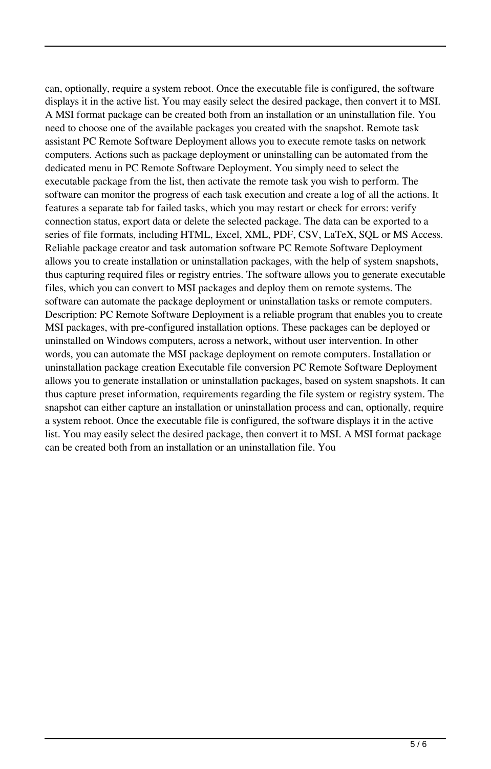can, optionally, require a system reboot. Once the executable file is configured, the software displays it in the active list. You may easily select the desired package, then convert it to MSI. A MSI format package can be created both from an installation or an uninstallation file. You need to choose one of the available packages you created with the snapshot. Remote task assistant PC Remote Software Deployment allows you to execute remote tasks on network computers. Actions such as package deployment or uninstalling can be automated from the dedicated menu in PC Remote Software Deployment. You simply need to select the executable package from the list, then activate the remote task you wish to perform. The software can monitor the progress of each task execution and create a log of all the actions. It features a separate tab for failed tasks, which you may restart or check for errors: verify connection status, export data or delete the selected package. The data can be exported to a series of file formats, including HTML, Excel, XML, PDF, CSV, LaTeX, SQL or MS Access. Reliable package creator and task automation software PC Remote Software Deployment allows you to create installation or uninstallation packages, with the help of system snapshots, thus capturing required files or registry entries. The software allows you to generate executable files, which you can convert to MSI packages and deploy them on remote systems. The software can automate the package deployment or uninstallation tasks or remote computers. Description: PC Remote Software Deployment is a reliable program that enables you to create MSI packages, with pre-configured installation options. These packages can be deployed or uninstalled on Windows computers, across a network, without user intervention. In other words, you can automate the MSI package deployment on remote computers. Installation or uninstallation package creation Executable file conversion PC Remote Software Deployment allows you to generate installation or uninstallation packages, based on system snapshots. It can thus capture preset information, requirements regarding the file system or registry system. The snapshot can either capture an installation or uninstallation process and can, optionally, require a system reboot. Once the executable file is configured, the software displays it in the active list. You may easily select the desired package, then convert it to MSI. A MSI format package can be created both from an installation or an uninstallation file. You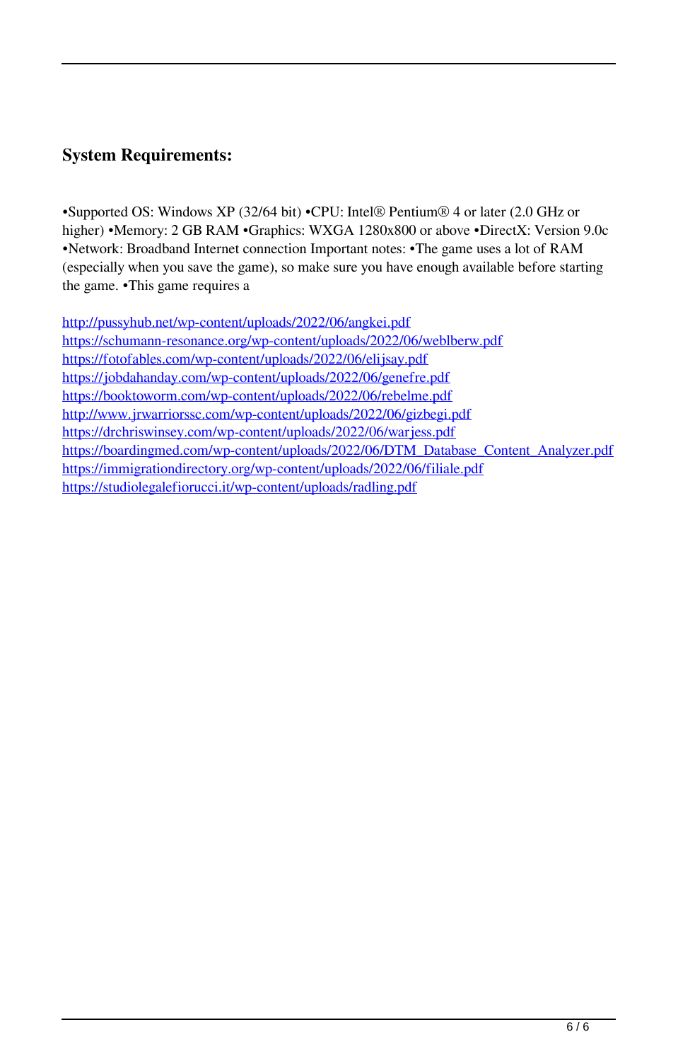## System Requirements:

•Supported OS: Windows XP (32/64 bit) •CPU: Intel® Pentium® 4 or later (2.0 GHz or higher) •Memory: 2 GB RAM •Graphics: WXGA 1280x800 or above •DirectX: Version 9.0c •Network: Broadband Internet connection Important notes: •The game uses a lot of RAM (especially when you save the game), so make sure you have enough available before starting the game. •This game requires a

http://pussyhub.net/wp-content/uploads/2022/06/angkei.pdf
https://schumann-resonance.org/wp-content/uploads/2022/06/weblberw.pdf
https://fotofables.com/wp-content/uploads/2022/06/elijsay.pdf
https://jobdahanday.com/wp-content/uploads/2022/06/genefre.pdf
https://booktoworm.com/wp-content/uploads/2022/06/rebelme.pdf
http://www.jrwarriorssc.com/wp-content/uploads/2022/06/gizbegi.pdf
https://drchriswinsey.com/wp-content/uploads/2022/06/warjess.pdf
https://boardingmed.com/wp-content/uploads/2022/06/DTM_Database_Content_Analyzer.pdf
https://immigrationdirectory.org/wp-content/uploads/2022/06/filiale.pdf
https://studiolegalefiorucci.it/wp-content/uploads/radling.pdf